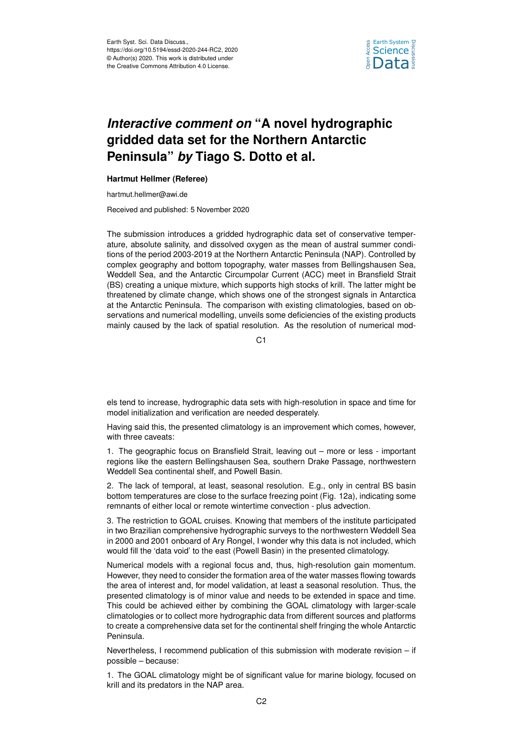# *Interactive comment on* "A novel hydrographic gridded data set for the Northern Antarctic Peninsula" *by* Tiago S. Dotto et al.

**Hartmut Hellmer (Referee)**

hartmut.hellmer@awi.de

Received and published: 5 November 2020

The submission introduces a gridded hydrographic data set of conservative temperature, absolute salinity, and dissolved oxygen as the mean of austral summer conditions of the period 2003-2019 at the Northern Antarctic Peninsula (NAP). Controlled by complex geography and bottom topography, water masses from Bellingshausen Sea, Weddell Sea, and the Antarctic Circumpolar Current (ACC) meet in Bransfield Strait (BS) creating a unique mixture, which supports high stocks of krill. The latter might be threatened by climate change, which shows one of the strongest signals in Antarctica at the Antarctic Peninsula. The comparison with existing climatologies, based on observations and numerical modelling, unveils some deficiencies of the existing products mainly caused by the lack of spatial resolution. As the resolution of numerical models tend to increase, hydrographic data sets with high-resolution in space and time for model initialization and verification are needed desperately.

Having said this, the presented climatology is an improvement which comes, however, with three caveats:

1. The geographic focus on Bransfield Strait, leaving out – more or less - important regions like the eastern Bellingshausen Sea, southern Drake Passage, northwestern Weddell Sea continental shelf, and Powell Basin.

2. The lack of temporal, at least, seasonal resolution. E.g., only in central BS basin bottom temperatures are close to the surface freezing point (Fig. 12a), indicating some remnants of either local or remote wintertime convection - plus advection.

3. The restriction to GOAL cruises. Knowing that members of the institute participated in two Brazilian comprehensive hydrographic surveys to the northwestern Weddell Sea in 2000 and 2001 onboard of Ary Rongel, I wonder why this data is not included, which would fill the 'data void' to the east (Powell Basin) in the presented climatology.

Numerical models with a regional focus and, thus, high-resolution gain momentum. However, they need to consider the formation area of the water masses flowing towards the area of interest and, for model validation, at least a seasonal resolution. Thus, the presented climatology is of minor value and needs to be extended in space and time. This could be achieved either by combining the GOAL climatology with larger-scale climatologies or to collect more hydrographic data from different sources and platforms to create a comprehensive data set for the continental shelf fringing the whole Antarctic Peninsula.

Nevertheless, I recommend publication of this submission with moderate revision – if possible – because:

1. The GOAL climatology might be of significant value for marine biology, focused on krill and its predators in the NAP area.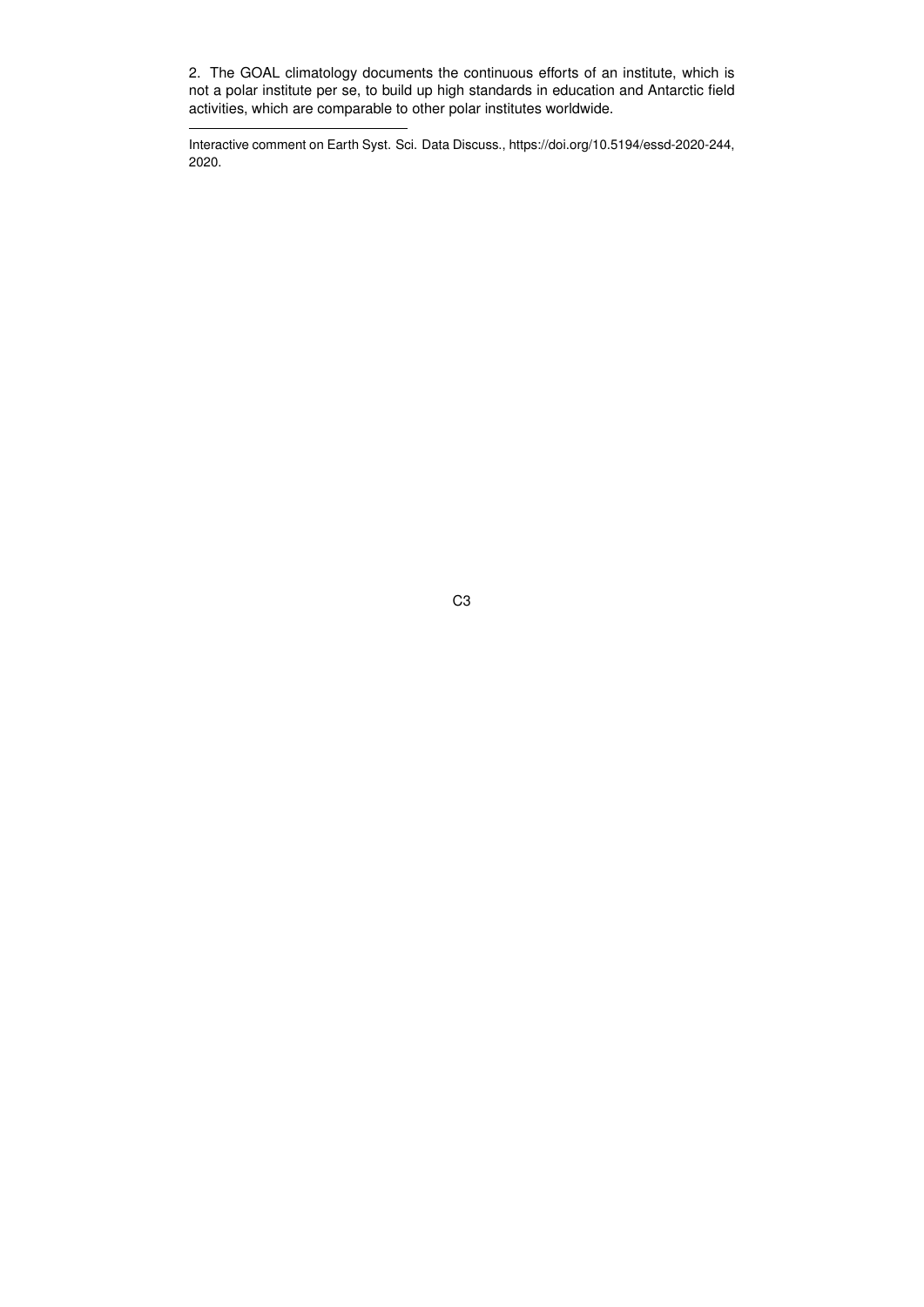2. The GOAL climatology documents the continuous efforts of an institute, which is not a polar institute per se, to build up high standards in education and Antarctic field activities, which are comparable to other polar institutes worldwide.

---

Interactive comment on Earth Syst. Sci. Data Discuss., https://doi.org/10.5194/essd-2020-244, 2020.